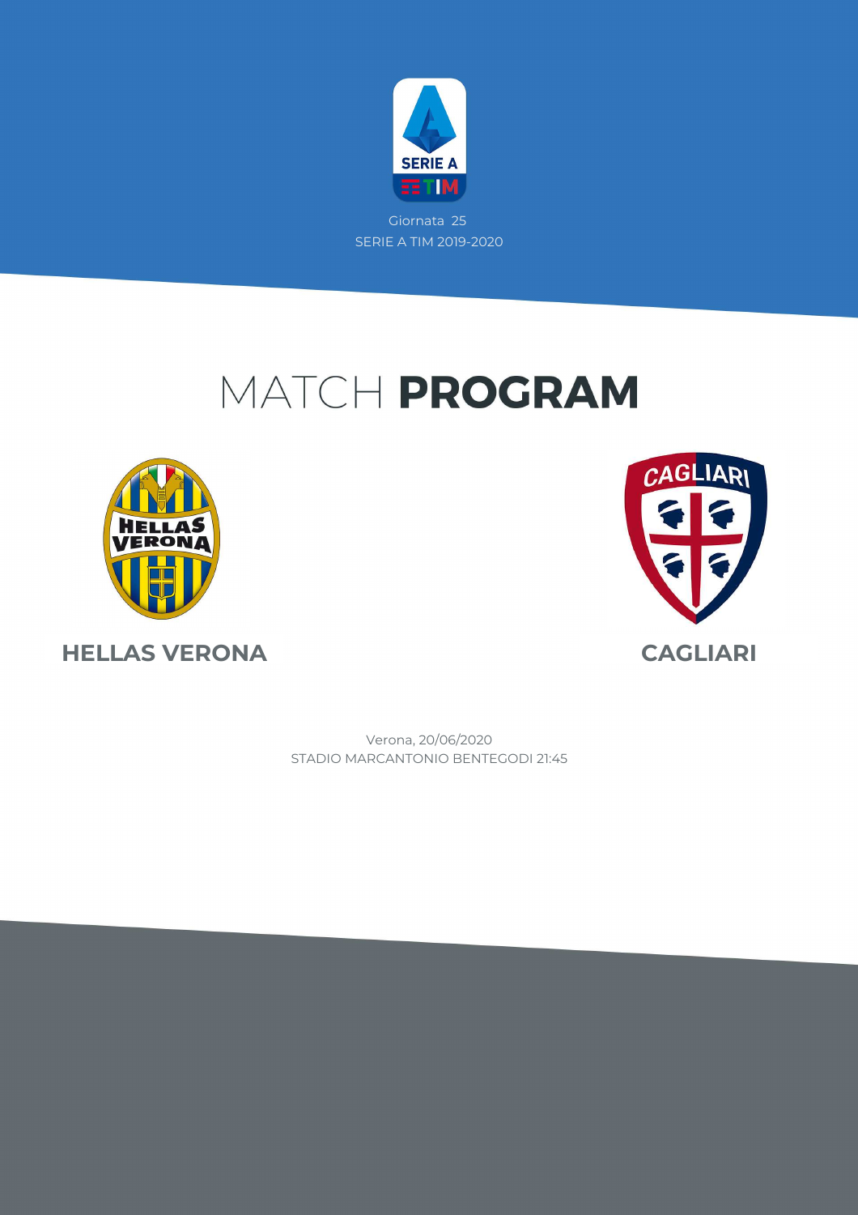Giornata 25

SERIE A TIM 2019-2020

# MATCH **PROGRAM**

**HELLAS VERONA**

**CAGLIARI**

Verona, 20/06/2020

STADIO MARCANTONIO BENTEGODI 21:45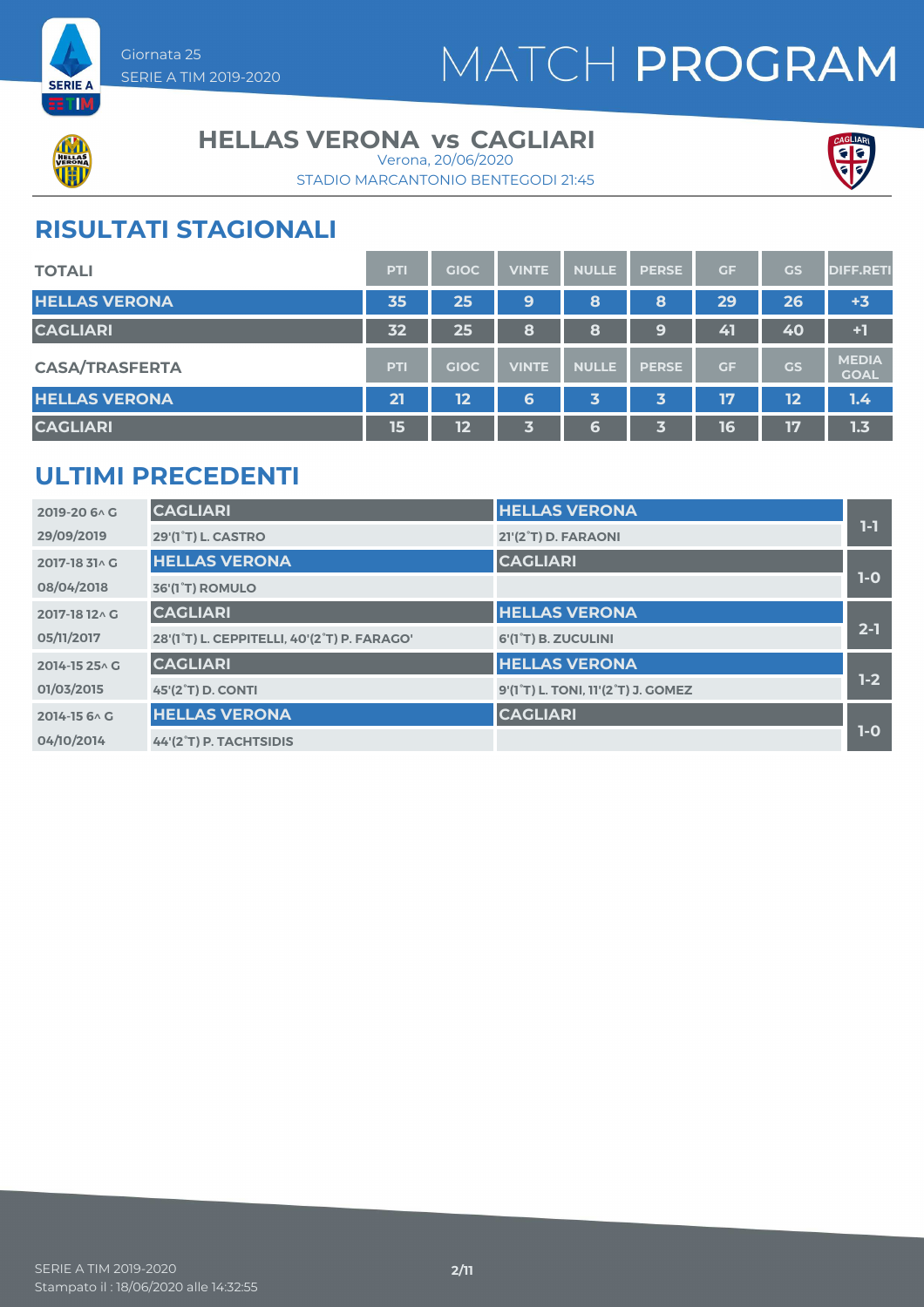Giornata 25
SERIE A TIM 2019-2020

# MATCH PROGRAM

## HELLAS VERONA vs CAGLIARI

Verona, 20/06/2020
STADIO MARCANTONIO BENTEGODI 21:45

## RISULTATI STAGIONALI

| TOTALI | PTI | GIOC | VINTE | NULLE | PERSE | GF | GS | DIFF.RETI |
|---|---|---|---|---|---|---|---|---|
| HELLAS VERONA | 35 | 25 | 9 | 8 | 8 | 29 | 26 | +3 |
| CAGLIARI | 32 | 25 | 8 | 8 | 9 | 41 | 40 | +1 |

| CASA/TRASFERTA | PTI | GIOC | VINTE | NULLE | PERSE | GF | GS | MEDIA GOAL |
|---|---|---|---|---|---|---|---|---|
| HELLAS VERONA | 21 | 12 | 6 | 3 | 3 | 17 | 12 | 1.4 |
| CAGLIARI | 15 | 12 | 3 | 6 | 3 | 16 | 17 | 1.3 |

## ULTIMI PRECEDENTI

| Stagione / Data | Casa | Trasferta | Risultato |
|---|---|---|---|
| 2019-20 6^ G | CAGLIARI | HELLAS VERONA | 1-1 |
| 29/09/2019 | 29'(1°T) L. CASTRO | 21'(2°T) D. FARAONI | |
| 2017-18 31^ G | HELLAS VERONA | CAGLIARI | 1-0 |
| 08/04/2018 | 36'(1°T) ROMULO | | |
| 2017-18 12^ G | CAGLIARI | HELLAS VERONA | 2-1 |
| 05/11/2017 | 28'(1°T) L. CEPPITELLI, 40'(2°T) P. FARAGO' | 6'(1°T) B. ZUCULINI | |
| 2014-15 25^ G | CAGLIARI | HELLAS VERONA | 1-2 |
| 01/03/2015 | 45'(2°T) D. CONTI | 9'(1°T) L. TONI, 11'(2°T) J. GOMEZ | |
| 2014-15 6^ G | HELLAS VERONA | CAGLIARI | 1-0 |
| 04/10/2014 | 44'(2°T) P. TACHTSIDIS | | |

SERIE A TIM 2019-2020
Stampato il : 18/06/2020 alle 14:32:55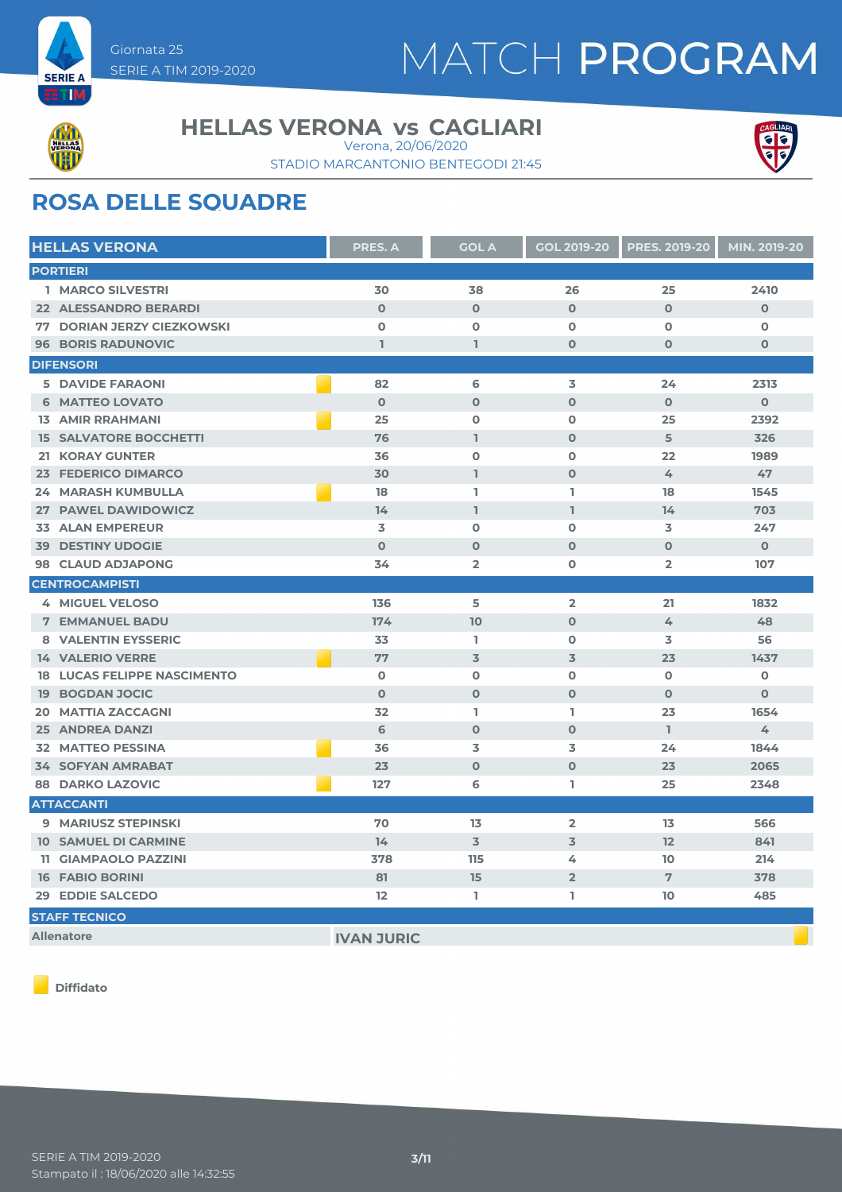Giornata 25
SERIE A TIM 2019-2020

# MATCH PROGRAM

## HELLAS VERONA vs CAGLIARI

Verona, 20/06/2020
STADIO MARCANTONIO BENTEGODI 21:45

## ROSA DELLE SQUADRE

| HELLAS VERONA | | PRES. A | GOL A | GOL 2019-20 | PRES. 2019-20 | MIN. 2019-20 |
|---|---|---|---|---|---|---|
| **PORTIERI** | | | | | | |
| 1 MARCO SILVESTRI | | 30 | 38 | 26 | 25 | 2410 |
| 22 ALESSANDRO BERARDI | | 0 | 0 | 0 | 0 | 0 |
| 77 DORIAN JERZY CIEZKOWSKI | | 0 | 0 | 0 | 0 | 0 |
| 96 BORIS RADUNOVIC | | 1 | 1 | 0 | 0 | 0 |
| **DIFENSORI** | | | | | | |
| 5 DAVIDE FARAONI | Diffidato | 82 | 6 | 3 | 24 | 2313 |
| 6 MATTEO LOVATO | | 0 | 0 | 0 | 0 | 0 |
| 13 AMIR RRAHMANI | Diffidato | 25 | 0 | 0 | 25 | 2392 |
| 15 SALVATORE BOCCHETTI | | 76 | 1 | 0 | 5 | 326 |
| 21 KORAY GUNTER | | 36 | 0 | 0 | 22 | 1989 |
| 23 FEDERICO DIMARCO | | 30 | 1 | 0 | 4 | 47 |
| 24 MARASH KUMBULLA | Diffidato | 18 | 1 | 1 | 18 | 1545 |
| 27 PAWEL DAWIDOWICZ | | 14 | 1 | 1 | 14 | 703 |
| 33 ALAN EMPEREUR | | 3 | 0 | 0 | 3 | 247 |
| 39 DESTINY UDOGIE | | 0 | 0 | 0 | 0 | 0 |
| 98 CLAUD ADJAPONG | | 34 | 2 | 0 | 2 | 107 |
| **CENTROCAMPISTI** | | | | | | |
| 4 MIGUEL VELOSO | | 136 | 5 | 2 | 21 | 1832 |
| 7 EMMANUEL BADU | | 174 | 10 | 0 | 4 | 48 |
| 8 VALENTIN EYSSERIC | | 33 | 1 | 0 | 3 | 56 |
| 14 VALERIO VERRE | Diffidato | 77 | 3 | 3 | 23 | 1437 |
| 18 LUCAS FELIPPE NASCIMENTO | | 0 | 0 | 0 | 0 | 0 |
| 19 BOGDAN JOCIC | | 0 | 0 | 0 | 0 | 0 |
| 20 MATTIA ZACCAGNI | | 32 | 1 | 1 | 23 | 1654 |
| 25 ANDREA DANZI | | 6 | 0 | 0 | 1 | 4 |
| 32 MATTEO PESSINA | Diffidato | 36 | 3 | 3 | 24 | 1844 |
| 34 SOFYAN AMRABAT | | 23 | 0 | 0 | 23 | 2065 |
| 88 DARKO LAZOVIC | Diffidato | 127 | 6 | 1 | 25 | 2348 |
| **ATTACCANTI** | | | | | | |
| 9 MARIUSZ STEPINSKI | | 70 | 13 | 2 | 13 | 566 |
| 10 SAMUEL DI CARMINE | | 14 | 3 | 3 | 12 | 841 |
| 11 GIAMPAOLO PAZZINI | | 378 | 115 | 4 | 10 | 214 |
| 16 FABIO BORINI | | 81 | 15 | 2 | 7 | 378 |
| 29 EDDIE SALCEDO | | 12 | 1 | 1 | 10 | 485 |
| **STAFF TECNICO** | | | | | | |
| Allenatore | IVAN JURIC (Diffidato) | | | | | |

Diffidato

SERIE A TIM 2019-2020
Stampato il : 18/06/2020 alle 14:32:55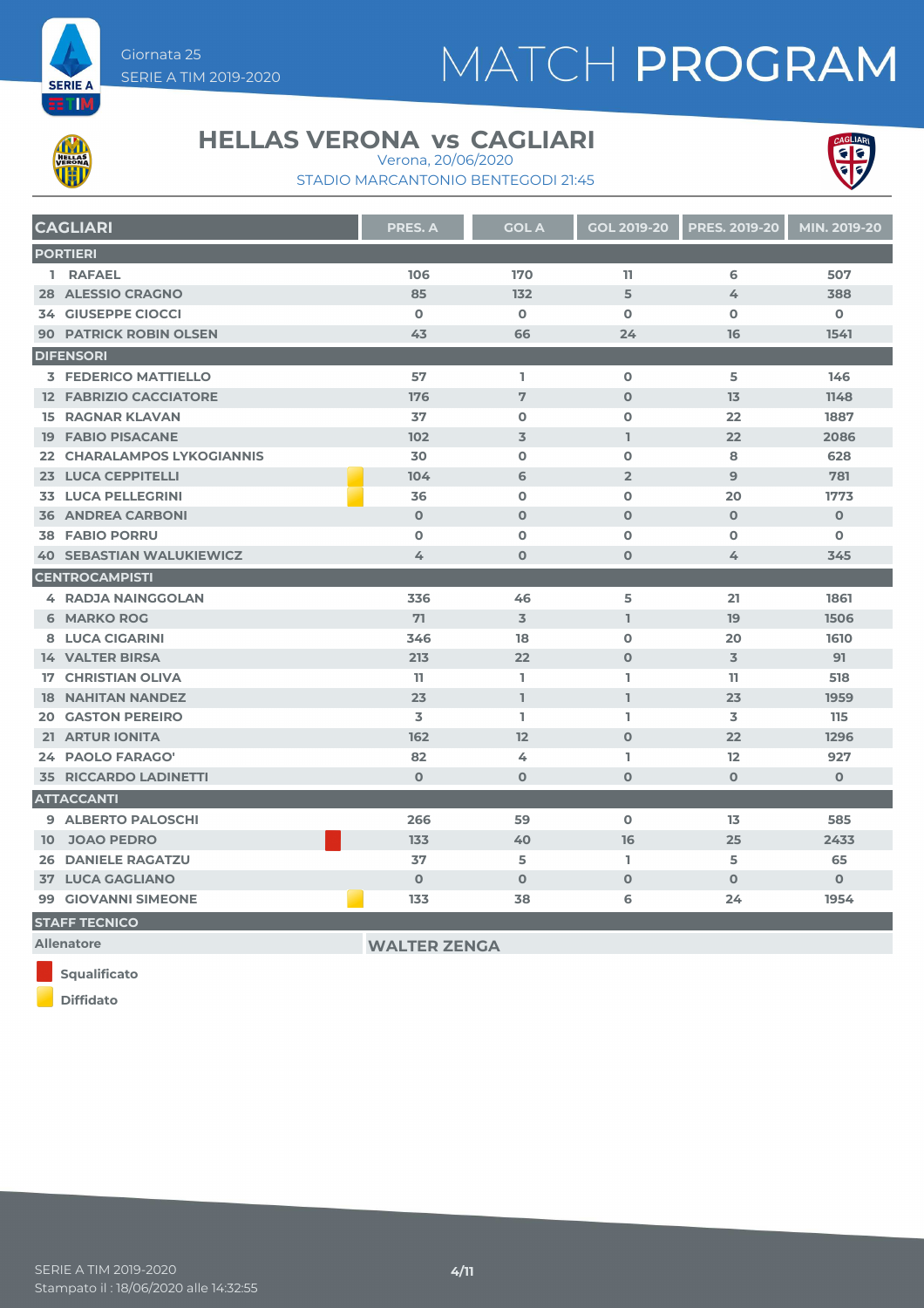Giornata 25

SERIE A TIM 2019-2020

# MATCH PROGRAM

## HELLAS VERONA vs CAGLIARI

Verona, 20/06/2020

STADIO MARCANTONIO BENTEGODI 21:45

| CAGLIARI | | PRES. A | GOL A | GOL 2019-20 | PRES. 2019-20 | MIN. 2019-20 |
|---|---|---|---|---|---|---|
| **PORTIERI** | | | | | | |
| 1 RAFAEL | | 106 | 170 | 11 | 6 | 507 |
| 28 ALESSIO CRAGNO | | 85 | 132 | 5 | 4 | 388 |
| 34 GIUSEPPE CIOCCI | | 0 | 0 | 0 | 0 | 0 |
| 90 PATRICK ROBIN OLSEN | | 43 | 66 | 24 | 16 | 1541 |
| **DIFENSORI** | | | | | | |
| 3 FEDERICO MATTIELLO | | 57 | 1 | 0 | 5 | 146 |
| 12 FABRIZIO CACCIATORE | | 176 | 7 | 0 | 13 | 1148 |
| 15 RAGNAR KLAVAN | | 37 | 0 | 0 | 22 | 1887 |
| 19 FABIO PISACANE | | 102 | 3 | 1 | 22 | 2086 |
| 22 CHARALAMPOS LYKOGIANNIS | | 30 | 0 | 0 | 8 | 628 |
| 23 LUCA CEPPITELLI | Diffidato | 104 | 6 | 2 | 9 | 781 |
| 33 LUCA PELLEGRINI | Diffidato | 36 | 0 | 0 | 20 | 1773 |
| 36 ANDREA CARBONI | | 0 | 0 | 0 | 0 | 0 |
| 38 FABIO PORRU | | 0 | 0 | 0 | 0 | 0 |
| 40 SEBASTIAN WALUKIEWICZ | | 4 | 0 | 0 | 4 | 345 |
| **CENTROCAMPISTI** | | | | | | |
| 4 RADJA NAINGGOLAN | | 336 | 46 | 5 | 21 | 1861 |
| 6 MARKO ROG | | 71 | 3 | 1 | 19 | 1506 |
| 8 LUCA CIGARINI | | 346 | 18 | 0 | 20 | 1610 |
| 14 VALTER BIRSA | | 213 | 22 | 0 | 3 | 91 |
| 17 CHRISTIAN OLIVA | | 11 | 1 | 1 | 11 | 518 |
| 18 NAHITAN NANDEZ | | 23 | 1 | 1 | 23 | 1959 |
| 20 GASTON PEREIRO | | 3 | 1 | 1 | 3 | 115 |
| 21 ARTUR IONITA | | 162 | 12 | 0 | 22 | 1296 |
| 24 PAOLO FARAGO' | | 82 | 4 | 1 | 12 | 927 |
| 35 RICCARDO LADINETTI | | 0 | 0 | 0 | 0 | 0 |
| **ATTACCANTI** | | | | | | |
| 9 ALBERTO PALOSCHI | | 266 | 59 | 0 | 13 | 585 |
| 10 JOAO PEDRO | Squalificato | 133 | 40 | 16 | 25 | 2433 |
| 26 DANIELE RAGATZU | | 37 | 5 | 1 | 5 | 65 |
| 37 LUCA GAGLIANO | | 0 | 0 | 0 | 0 | 0 |
| 99 GIOVANNI SIMEONE | Diffidato | 133 | 38 | 6 | 24 | 1954 |

**STAFF TECNICO**

| Allenatore | WALTER ZENGA |
|---|---|

Squalificato

Diffidato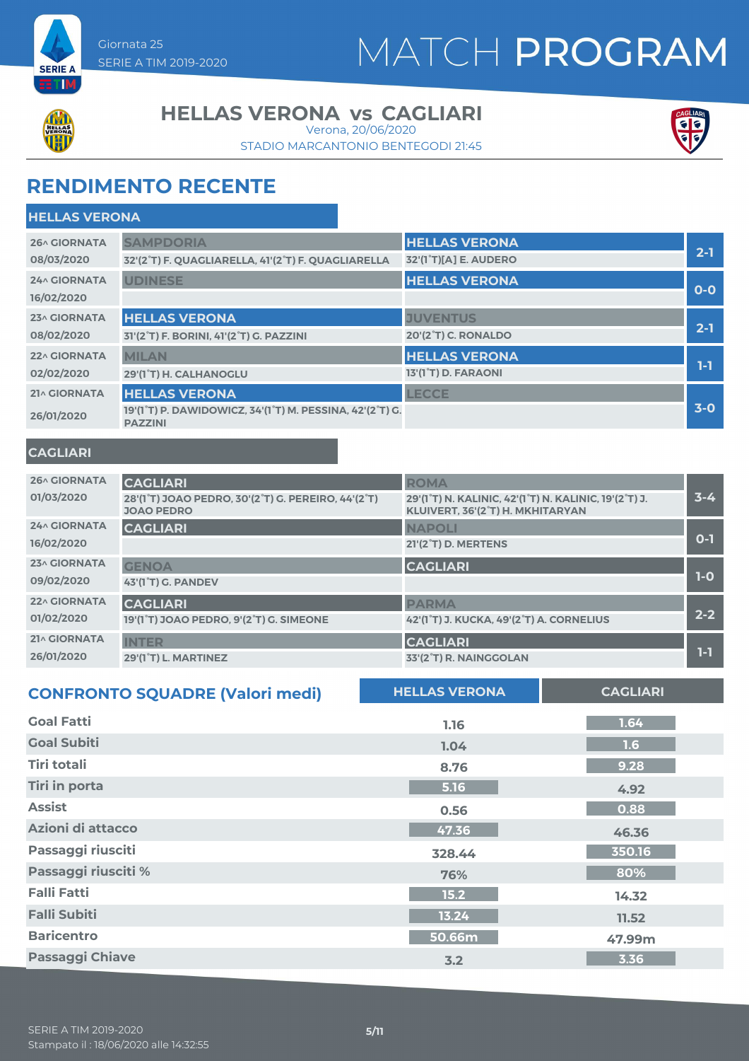Giornata 25
SERIE A TIM 2019-2020

# MATCH PROGRAM

## HELLAS VERONA vs CAGLIARI

Verona, 20/06/2020

STADIO MARCANTONIO BENTEGODI 21:45

## RENDIMENTO RECENTE

### HELLAS VERONA

| Giornata | Casa | Ospite | Risultato |
|---|---|---|---|
| 26^ GIORNATA 08/03/2020 | SAMPDORIA<br>32'(2°T) F. QUAGLIARELLA, 41'(2°T) F. QUAGLIARELLA | HELLAS VERONA<br>32'(1°T)[A] E. AUDERO | 2-1 |
| 24^ GIORNATA 16/02/2020 | UDINESE | HELLAS VERONA | 0-0 |
| 23^ GIORNATA 08/02/2020 | HELLAS VERONA<br>31'(2°T) F. BORINI, 41'(2°T) G. PAZZINI | JUVENTUS<br>20'(2°T) C. RONALDO | 2-1 |
| 22^ GIORNATA 02/02/2020 | MILAN<br>29'(1°T) H. CALHANOGLU | HELLAS VERONA<br>13'(1°T) D. FARAONI | 1-1 |
| 21^ GIORNATA 26/01/2020 | HELLAS VERONA<br>19'(1°T) P. DAWIDOWICZ, 34'(1°T) M. PESSINA, 42'(2°T) G. PAZZINI | LECCE | 3-0 |

### CAGLIARI

| Giornata | Casa | Ospite | Risultato |
|---|---|---|---|
| 26^ GIORNATA 01/03/2020 | CAGLIARI<br>28'(1°T) JOAO PEDRO, 30'(2°T) G. PEREIRO, 44'(2°T) JOAO PEDRO | ROMA<br>29'(1°T) N. KALINIC, 42'(1°T) N. KALINIC, 19'(2°T) J. KLUIVERT, 36'(2°T) H. MKHITARYAN | 3-4 |
| 24^ GIORNATA 16/02/2020 | CAGLIARI | NAPOLI<br>21'(2°T) D. MERTENS | 0-1 |
| 23^ GIORNATA 09/02/2020 | GENOA<br>43'(1°T) G. PANDEV | CAGLIARI | 1-0 |
| 22^ GIORNATA 01/02/2020 | CAGLIARI<br>19'(1°T) JOAO PEDRO, 9'(2°T) G. SIMEONE | PARMA<br>42'(1°T) J. KUCKA, 49'(2°T) A. CORNELIUS | 2-2 |
| 21^ GIORNATA 26/01/2020 | INTER<br>29'(1°T) L. MARTINEZ | CAGLIARI<br>33'(2°T) R. NAINGGOLAN | 1-1 |

## CONFRONTO SQUADRE (Valori medi)

| | HELLAS VERONA | CAGLIARI |
|---|---|---|
| Goal Fatti | 1.16 | 1.64 |
| Goal Subiti | 1.04 | 1.6 |
| Tiri totali | 8.76 | 9.28 |
| Tiri in porta | 5.16 | 4.92 |
| Assist | 0.56 | 0.88 |
| Azioni di attacco | 47.36 | 46.36 |
| Passaggi riusciti | 328.44 | 350.16 |
| Passaggi riusciti % | 76% | 80% |
| Falli Fatti | 15.2 | 14.32 |
| Falli Subiti | 13.24 | 11.52 |
| Baricentro | 50.66m | 47.99m |
| Passaggi Chiave | 3.2 | 3.36 |

SERIE A TIM 2019-2020
Stampato il : 18/06/2020 alle 14:32:55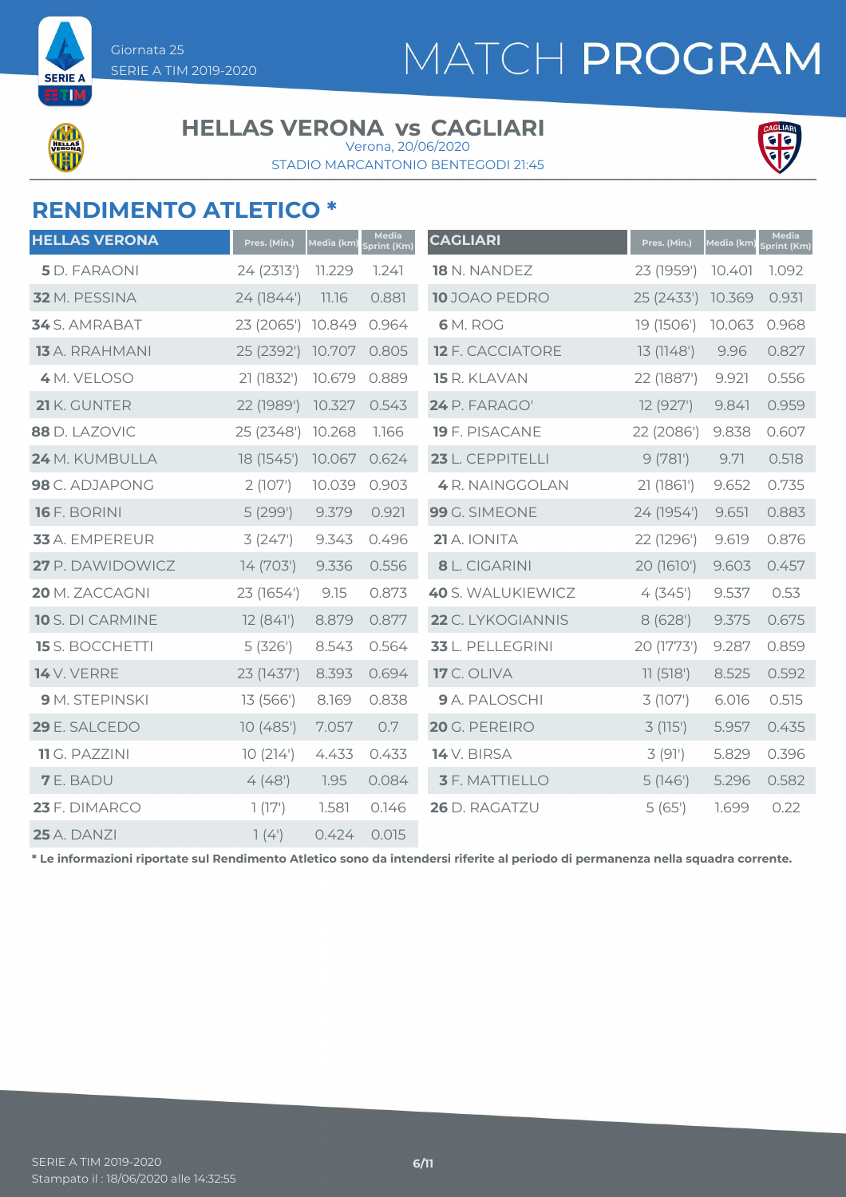# MATCH PROGRAM

Giornata 25
SERIE A TIM 2019-2020

## HELLAS VERONA vs CAGLIARI

Verona, 20/06/2020
STADIO MARCANTONIO BENTEGODI 21:45

## RENDIMENTO ATLETICO *

| HELLAS VERONA | Pres. (Min.) | Media (km) | Media Sprint (Km) |
|---|---|---|---|
| **5** D. FARAONI | 24 (2313') | 11.229 | 1.241 |
| **32** M. PESSINA | 24 (1844') | 11.16 | 0.881 |
| **34** S. AMRABAT | 23 (2065') | 10.849 | 0.964 |
| **13** A. RRAHMANI | 25 (2392') | 10.707 | 0.805 |
| **4** M. VELOSO | 21 (1832') | 10.679 | 0.889 |
| **21** K. GUNTER | 22 (1989') | 10.327 | 0.543 |
| **88** D. LAZOVIC | 25 (2348') | 10.268 | 1.166 |
| **24** M. KUMBULLA | 18 (1545') | 10.067 | 0.624 |
| **98** C. ADJAPONG | 2 (107') | 10.039 | 0.903 |
| **16** F. BORINI | 5 (299') | 9.379 | 0.921 |
| **33** A. EMPEREUR | 3 (247') | 9.343 | 0.496 |
| **27** P. DAWIDOWICZ | 14 (703') | 9.336 | 0.556 |
| **20** M. ZACCAGNI | 23 (1654') | 9.15 | 0.873 |
| **10** S. DI CARMINE | 12 (841') | 8.879 | 0.877 |
| **15** S. BOCCHETTI | 5 (326') | 8.543 | 0.564 |
| **14** V. VERRE | 23 (1437') | 8.393 | 0.694 |
| **9** M. STEPINSKI | 13 (566') | 8.169 | 0.838 |
| **29** E. SALCEDO | 10 (485') | 7.057 | 0.7 |
| **11** G. PAZZINI | 10 (214') | 4.433 | 0.433 |
| **7** E. BADU | 4 (48') | 1.95 | 0.084 |
| **23** F. DIMARCO | 1 (17') | 1.581 | 0.146 |
| **25** A. DANZI | 1 (4') | 0.424 | 0.015 |

| CAGLIARI | Pres. (Min.) | Media (km) | Media Sprint (Km) |
|---|---|---|---|
| **18** N. NANDEZ | 23 (1959') | 10.401 | 1.092 |
| **10** JOAO PEDRO | 25 (2433') | 10.369 | 0.931 |
| **6** M. ROG | 19 (1506') | 10.063 | 0.968 |
| **12** F. CACCIATORE | 13 (1148') | 9.96 | 0.827 |
| **15** R. KLAVAN | 22 (1887') | 9.921 | 0.556 |
| **24** P. FARAGO' | 12 (927') | 9.841 | 0.959 |
| **19** F. PISACANE | 22 (2086') | 9.838 | 0.607 |
| **23** L. CEPPITELLI | 9 (781') | 9.71 | 0.518 |
| **4** R. NAINGGOLAN | 21 (1861') | 9.652 | 0.735 |
| **99** G. SIMEONE | 24 (1954') | 9.651 | 0.883 |
| **21** A. IONITA | 22 (1296') | 9.619 | 0.876 |
| **8** L. CIGARINI | 20 (1610') | 9.603 | 0.457 |
| **40** S. WALUKIEWICZ | 4 (345') | 9.537 | 0.53 |
| **22** C. LYKOGIANNIS | 8 (628') | 9.375 | 0.675 |
| **33** L. PELLEGRINI | 20 (1773') | 9.287 | 0.859 |
| **17** C. OLIVA | 11 (518') | 8.525 | 0.592 |
| **9** A. PALOSCHI | 3 (107') | 6.016 | 0.515 |
| **20** G. PEREIRO | 3 (115') | 5.957 | 0.435 |
| **14** V. BIRSA | 3 (91') | 5.829 | 0.396 |
| **3** F. MATTIELLO | 5 (146') | 5.296 | 0.582 |
| **26** D. RAGATZU | 5 (65') | 1.699 | 0.22 |

**\* Le informazioni riportate sul Rendimento Atletico sono da intendersi riferite al periodo di permanenza nella squadra corrente.**

SERIE A TIM 2019-2020
Stampato il : 18/06/2020 alle 14:32:55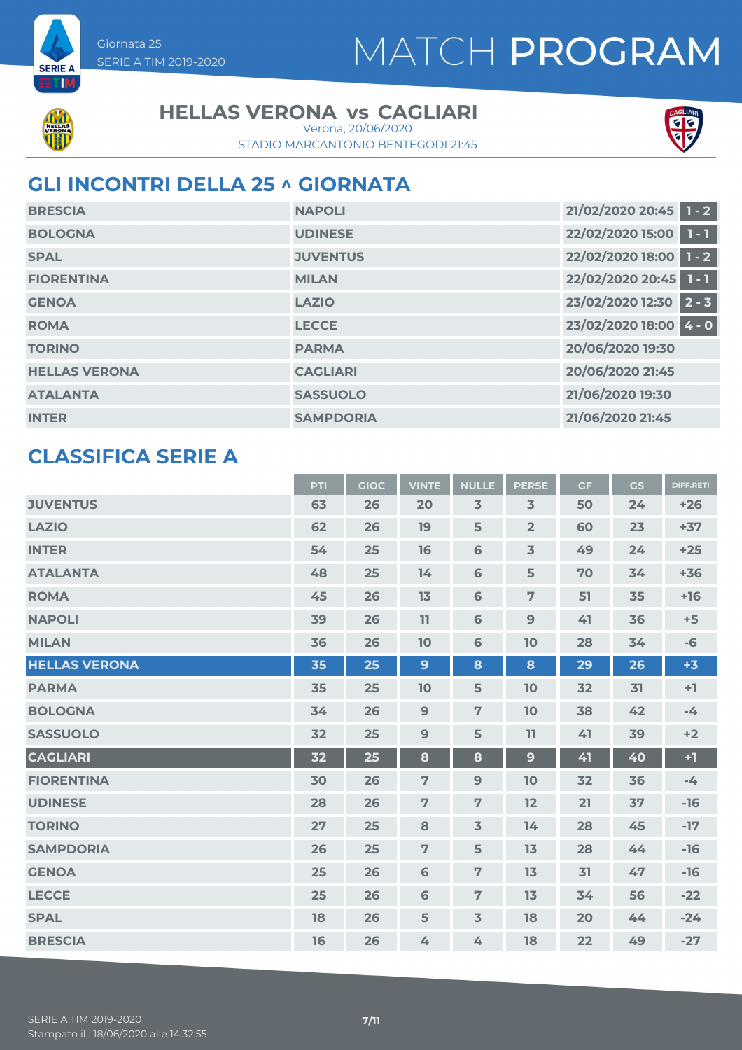Giornata 25
SERIE A TIM 2019-2020

# MATCH PROGRAM

## HELLAS VERONA vs CAGLIARI

Verona, 20/06/2020
STADIO MARCANTONIO BENTEGODI 21:45

## GLI INCONTRI DELLA 25 ^ GIORNATA

| | | | |
|---|---|---|---|
| BRESCIA | NAPOLI | 21/02/2020 20:45 | 1 - 2 |
| BOLOGNA | UDINESE | 22/02/2020 15:00 | 1 - 1 |
| SPAL | JUVENTUS | 22/02/2020 18:00 | 1 - 2 |
| FIORENTINA | MILAN | 22/02/2020 20:45 | 1 - 1 |
| GENOA | LAZIO | 23/02/2020 12:30 | 2 - 3 |
| ROMA | LECCE | 23/02/2020 18:00 | 4 - 0 |
| TORINO | PARMA | 20/06/2020 19:30 | |
| HELLAS VERONA | CAGLIARI | 20/06/2020 21:45 | |
| ATALANTA | SASSUOLO | 21/06/2020 19:30 | |
| INTER | SAMPDORIA | 21/06/2020 21:45 | |

## CLASSIFICA SERIE A

| | PTI | GIOC | VINTE | NULLE | PERSE | GF | GS | DIFF.RETI |
|---|---|---|---|---|---|---|---|---|
| JUVENTUS | 63 | 26 | 20 | 3 | 3 | 50 | 24 | +26 |
| LAZIO | 62 | 26 | 19 | 5 | 2 | 60 | 23 | +37 |
| INTER | 54 | 25 | 16 | 6 | 3 | 49 | 24 | +25 |
| ATALANTA | 48 | 25 | 14 | 6 | 5 | 70 | 34 | +36 |
| ROMA | 45 | 26 | 13 | 6 | 7 | 51 | 35 | +16 |
| NAPOLI | 39 | 26 | 11 | 6 | 9 | 41 | 36 | +5 |
| MILAN | 36 | 26 | 10 | 6 | 10 | 28 | 34 | -6 |
| HELLAS VERONA | 35 | 25 | 9 | 8 | 8 | 29 | 26 | +3 |
| PARMA | 35 | 25 | 10 | 5 | 10 | 32 | 31 | +1 |
| BOLOGNA | 34 | 26 | 9 | 7 | 10 | 38 | 42 | -4 |
| SASSUOLO | 32 | 25 | 9 | 5 | 11 | 41 | 39 | +2 |
| CAGLIARI | 32 | 25 | 8 | 8 | 9 | 41 | 40 | +1 |
| FIORENTINA | 30 | 26 | 7 | 9 | 10 | 32 | 36 | -4 |
| UDINESE | 28 | 26 | 7 | 7 | 12 | 21 | 37 | -16 |
| TORINO | 27 | 25 | 8 | 3 | 14 | 28 | 45 | -17 |
| SAMPDORIA | 26 | 25 | 7 | 5 | 13 | 28 | 44 | -16 |
| GENOA | 25 | 26 | 6 | 7 | 13 | 31 | 47 | -16 |
| LECCE | 25 | 26 | 6 | 7 | 13 | 34 | 56 | -22 |
| SPAL | 18 | 26 | 5 | 3 | 18 | 20 | 44 | -24 |
| BRESCIA | 16 | 26 | 4 | 4 | 18 | 22 | 49 | -27 |

SERIE A TIM 2019-2020
Stampato il : 18/06/2020 alle 14:32:55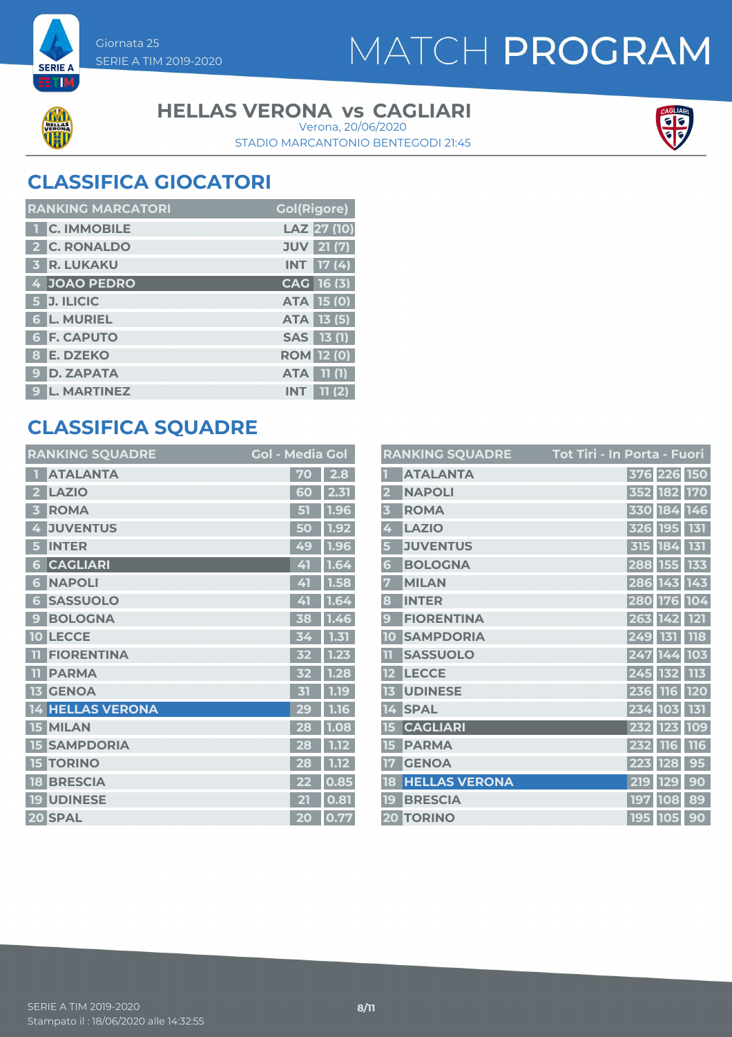# MATCH PROGRAM

Giornata 25
SERIE A TIM 2019-2020

## HELLAS VERONA vs CAGLIARI

Verona, 20/06/2020
STADIO MARCANTONIO BENTEGODI 21:45

## CLASSIFICA GIOCATORI

| RANKING MARCATORI | | | Gol(Rigore) |
|---|---|---|---|
| 1 | C. IMMOBILE | LAZ | 27 (10) |
| 2 | C. RONALDO | JUV | 21 (7) |
| 3 | R. LUKAKU | INT | 17 (4) |
| 4 | JOAO PEDRO | CAG | 16 (3) |
| 5 | J. ILICIC | ATA | 15 (0) |
| 6 | L. MURIEL | ATA | 13 (5) |
| 6 | F. CAPUTO | SAS | 13 (1) |
| 8 | E. DZEKO | ROM | 12 (0) |
| 9 | D. ZAPATA | ATA | 11 (1) |
| 9 | L. MARTINEZ | INT | 11 (2) |

## CLASSIFICA SQUADRE

| RANKING SQUADRE | | Gol | Media Gol |
|---|---|---|---|
| 1 | ATALANTA | 70 | 2.8 |
| 2 | LAZIO | 60 | 2.31 |
| 3 | ROMA | 51 | 1.96 |
| 4 | JUVENTUS | 50 | 1.92 |
| 5 | INTER | 49 | 1.96 |
| 6 | CAGLIARI | 41 | 1.64 |
| 6 | NAPOLI | 41 | 1.58 |
| 6 | SASSUOLO | 41 | 1.64 |
| 9 | BOLOGNA | 38 | 1.46 |
| 10 | LECCE | 34 | 1.31 |
| 11 | FIORENTINA | 32 | 1.23 |
| 11 | PARMA | 32 | 1.28 |
| 13 | GENOA | 31 | 1.19 |
| 14 | HELLAS VERONA | 29 | 1.16 |
| 15 | MILAN | 28 | 1.08 |
| 15 | SAMPDORIA | 28 | 1.12 |
| 15 | TORINO | 28 | 1.12 |
| 18 | BRESCIA | 22 | 0.85 |
| 19 | UDINESE | 21 | 0.81 |
| 20 | SPAL | 20 | 0.77 |

| RANKING SQUADRE | | Tot Tiri | In Porta | Fuori |
|---|---|---|---|---|
| 1 | ATALANTA | 376 | 226 | 150 |
| 2 | NAPOLI | 352 | 182 | 170 |
| 3 | ROMA | 330 | 184 | 146 |
| 4 | LAZIO | 326 | 195 | 131 |
| 5 | JUVENTUS | 315 | 184 | 131 |
| 6 | BOLOGNA | 288 | 155 | 133 |
| 7 | MILAN | 286 | 143 | 143 |
| 8 | INTER | 280 | 176 | 104 |
| 9 | FIORENTINA | 263 | 142 | 121 |
| 10 | SAMPDORIA | 249 | 131 | 118 |
| 11 | SASSUOLO | 247 | 144 | 103 |
| 12 | LECCE | 245 | 132 | 113 |
| 13 | UDINESE | 236 | 116 | 120 |
| 14 | SPAL | 234 | 103 | 131 |
| 15 | CAGLIARI | 232 | 123 | 109 |
| 15 | PARMA | 232 | 116 | 116 |
| 17 | GENOA | 223 | 128 | 95 |
| 18 | HELLAS VERONA | 219 | 129 | 90 |
| 19 | BRESCIA | 197 | 108 | 89 |
| 20 | TORINO | 195 | 105 | 90 |

Stampato il : 18/06/2020 alle 14:32:55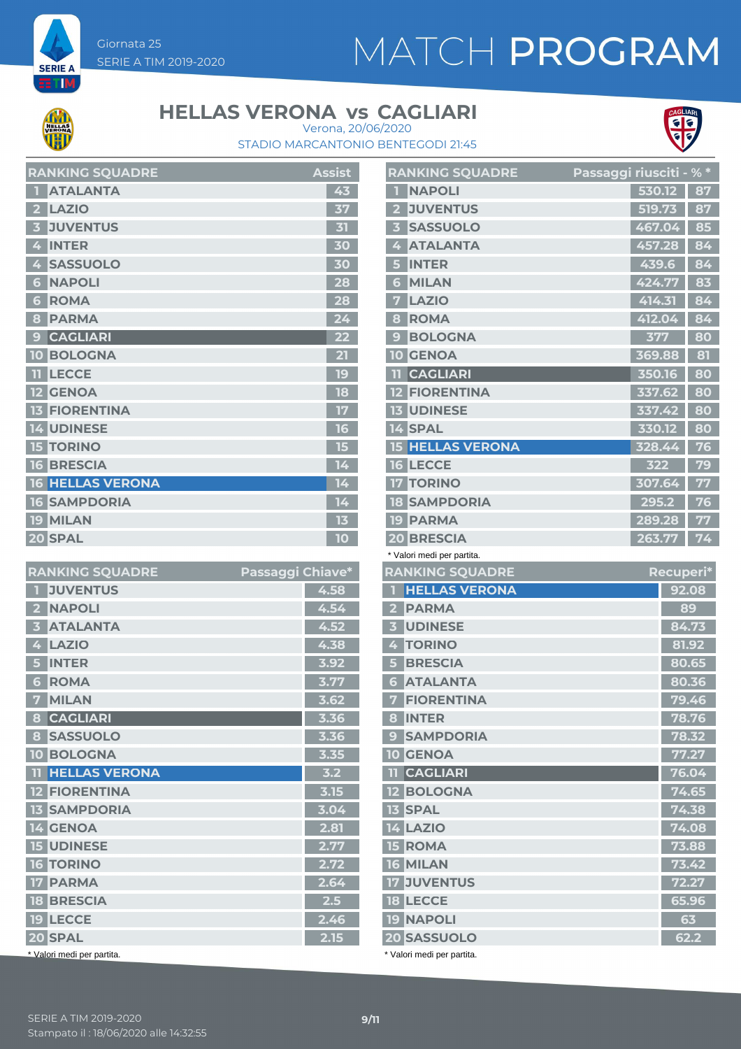Giornata 25
SERIE A TIM 2019-2020

# MATCH PROGRAM

## HELLAS VERONA vs CAGLIARI

Verona, 20/06/2020
STADIO MARCANTONIO BENTEGODI 21:45

| RANKING SQUADRE | | Assist |
|---|---|---|
| 1 | ATALANTA | 43 |
| 2 | LAZIO | 37 |
| 3 | JUVENTUS | 31 |
| 4 | INTER | 30 |
| 4 | SASSUOLO | 30 |
| 6 | NAPOLI | 28 |
| 6 | ROMA | 28 |
| 8 | PARMA | 24 |
| 9 | CAGLIARI | 22 |
| 10 | BOLOGNA | 21 |
| 11 | LECCE | 19 |
| 12 | GENOA | 18 |
| 13 | FIORENTINA | 17 |
| 14 | UDINESE | 16 |
| 15 | TORINO | 15 |
| 16 | BRESCIA | 14 |
| 16 | HELLAS VERONA | 14 |
| 16 | SAMPDORIA | 14 |
| 19 | MILAN | 13 |
| 20 | SPAL | 10 |

| RANKING SQUADRE | | Passaggi riusciti | % * |
|---|---|---|---|
| 1 | NAPOLI | 530.12 | 87 |
| 2 | JUVENTUS | 519.73 | 87 |
| 3 | SASSUOLO | 467.04 | 85 |
| 4 | ATALANTA | 457.28 | 84 |
| 5 | INTER | 439.6 | 84 |
| 6 | MILAN | 424.77 | 83 |
| 7 | LAZIO | 414.31 | 84 |
| 8 | ROMA | 412.04 | 84 |
| 9 | BOLOGNA | 377 | 80 |
| 10 | GENOA | 369.88 | 81 |
| 11 | CAGLIARI | 350.16 | 80 |
| 12 | FIORENTINA | 337.62 | 80 |
| 13 | UDINESE | 337.42 | 80 |
| 14 | SPAL | 330.12 | 80 |
| 15 | HELLAS VERONA | 328.44 | 76 |
| 16 | LECCE | 322 | 79 |
| 17 | TORINO | 307.64 | 77 |
| 18 | SAMPDORIA | 295.2 | 76 |
| 19 | PARMA | 289.28 | 77 |
| 20 | BRESCIA | 263.77 | 74 |

\* Valori medi per partita.

| RANKING SQUADRE | | Passaggi Chiave* |
|---|---|---|
| 1 | JUVENTUS | 4.58 |
| 2 | NAPOLI | 4.54 |
| 3 | ATALANTA | 4.52 |
| 4 | LAZIO | 4.38 |
| 5 | INTER | 3.92 |
| 6 | ROMA | 3.77 |
| 7 | MILAN | 3.62 |
| 8 | CAGLIARI | 3.36 |
| 8 | SASSUOLO | 3.36 |
| 10 | BOLOGNA | 3.35 |
| 11 | HELLAS VERONA | 3.2 |
| 12 | FIORENTINA | 3.15 |
| 13 | SAMPDORIA | 3.04 |
| 14 | GENOA | 2.81 |
| 15 | UDINESE | 2.77 |
| 16 | TORINO | 2.72 |
| 17 | PARMA | 2.64 |
| 18 | BRESCIA | 2.5 |
| 19 | LECCE | 2.46 |
| 20 | SPAL | 2.15 |

\* Valori medi per partita.

| RANKING SQUADRE | | Recuperi* |
|---|---|---|
| 1 | HELLAS VERONA | 92.08 |
| 2 | PARMA | 89 |
| 3 | UDINESE | 84.73 |
| 4 | TORINO | 81.92 |
| 5 | BRESCIA | 80.65 |
| 6 | ATALANTA | 80.36 |
| 7 | FIORENTINA | 79.46 |
| 8 | INTER | 78.76 |
| 9 | SAMPDORIA | 78.32 |
| 10 | GENOA | 77.27 |
| 11 | CAGLIARI | 76.04 |
| 12 | BOLOGNA | 74.65 |
| 13 | SPAL | 74.38 |
| 14 | LAZIO | 74.08 |
| 15 | ROMA | 73.88 |
| 16 | MILAN | 73.42 |
| 17 | JUVENTUS | 72.27 |
| 18 | LECCE | 65.96 |
| 19 | NAPOLI | 63 |
| 20 | SASSUOLO | 62.2 |

\* Valori medi per partita.

SERIE A TIM 2019-2020
Stampato il : 18/06/2020 alle 14:32:55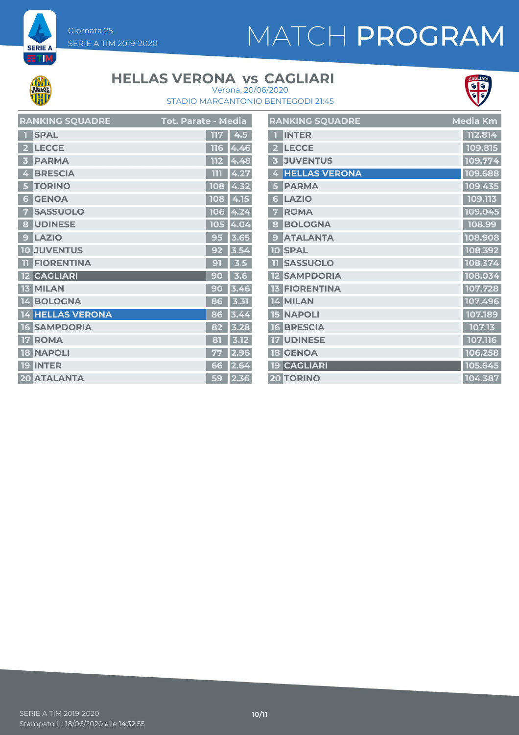Giornata 25
SERIE A TIM 2019-2020

# MATCH PROGRAM

## HELLAS VERONA vs CAGLIARI

Verona, 20/06/2020
STADIO MARCANTONIO BENTEGODI 21:45

| | RANKING SQUADRE | Tot. Parate | Media |
|---|---|---|---|
| 1 | SPAL | 117 | 4.5 |
| 2 | LECCE | 116 | 4.46 |
| 3 | PARMA | 112 | 4.48 |
| 4 | BRESCIA | 111 | 4.27 |
| 5 | TORINO | 108 | 4.32 |
| 6 | GENOA | 108 | 4.15 |
| 7 | SASSUOLO | 106 | 4.24 |
| 8 | UDINESE | 105 | 4.04 |
| 9 | LAZIO | 95 | 3.65 |
| 10 | JUVENTUS | 92 | 3.54 |
| 11 | FIORENTINA | 91 | 3.5 |
| 12 | CAGLIARI | 90 | 3.6 |
| 13 | MILAN | 90 | 3.46 |
| 14 | BOLOGNA | 86 | 3.31 |
| 14 | HELLAS VERONA | 86 | 3.44 |
| 16 | SAMPDORIA | 82 | 3.28 |
| 17 | ROMA | 81 | 3.12 |
| 18 | NAPOLI | 77 | 2.96 |
| 19 | INTER | 66 | 2.64 |
| 20 | ATALANTA | 59 | 2.36 |

| | RANKING SQUADRE | Media Km |
|---|---|---|
| 1 | INTER | 112.814 |
| 2 | LECCE | 109.815 |
| 3 | JUVENTUS | 109.774 |
| 4 | HELLAS VERONA | 109.688 |
| 5 | PARMA | 109.435 |
| 6 | LAZIO | 109.113 |
| 7 | ROMA | 109.045 |
| 8 | BOLOGNA | 108.99 |
| 9 | ATALANTA | 108.908 |
| 10 | SPAL | 108.392 |
| 11 | SASSUOLO | 108.374 |
| 12 | SAMPDORIA | 108.034 |
| 13 | FIORENTINA | 107.728 |
| 14 | MILAN | 107.496 |
| 15 | NAPOLI | 107.189 |
| 16 | BRESCIA | 107.13 |
| 17 | UDINESE | 107.116 |
| 18 | GENOA | 106.258 |
| 19 | CAGLIARI | 105.645 |
| 20 | TORINO | 104.387 |

SERIE A TIM 2019-2020
Stampato il : 18/06/2020 alle 14:32:55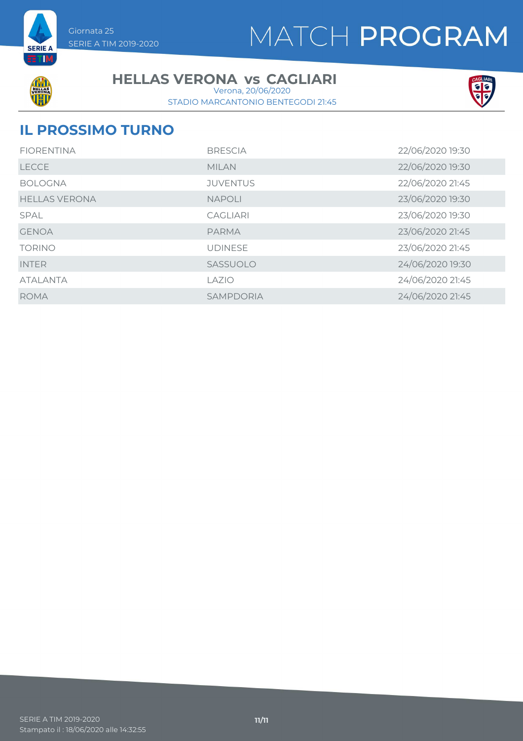# MATCH PROGRAM

Giornata 25
SERIE A TIM 2019-2020

## HELLAS VERONA vs CAGLIARI

Verona, 20/06/2020
STADIO MARCANTONIO BENTEGODI 21:45

## IL PROSSIMO TURNO

| | | |
|---|---|---|
| FIORENTINA | BRESCIA | 22/06/2020 19:30 |
| LECCE | MILAN | 22/06/2020 19:30 |
| BOLOGNA | JUVENTUS | 22/06/2020 21:45 |
| HELLAS VERONA | NAPOLI | 23/06/2020 19:30 |
| SPAL | CAGLIARI | 23/06/2020 19:30 |
| GENOA | PARMA | 23/06/2020 21:45 |
| TORINO | UDINESE | 23/06/2020 21:45 |
| INTER | SASSUOLO | 24/06/2020 19:30 |
| ATALANTA | LAZIO | 24/06/2020 21:45 |
| ROMA | SAMPDORIA | 24/06/2020 21:45 |

SERIE A TIM 2019-2020
Stampato il : 18/06/2020 alle 14:32:55